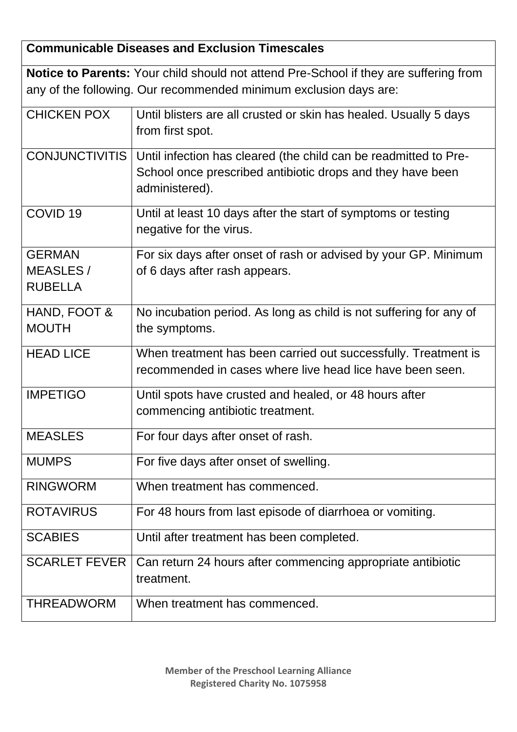| **Communicable Diseases and Exclusion Timescales** | |
|---|---|
| **Notice to Parents:** Your child should not attend Pre-School if they are suffering from any of the following. Our recommended minimum exclusion days are: | |
| CHICKEN POX | Until blisters are all crusted or skin has healed. Usually 5 days from first spot. |
| CONJUNCTIVITIS | Until infection has cleared (the child can be readmitted to Pre-School once prescribed antibiotic drops and they have been administered). |
| COVID 19 | Until at least 10 days after the start of symptoms or testing negative for the virus. |
| GERMAN MEASLES / RUBELLA | For six days after onset of rash or advised by your GP. Minimum of 6 days after rash appears. |
| HAND, FOOT & MOUTH | No incubation period. As long as child is not suffering for any of the symptoms. |
| HEAD LICE | When treatment has been carried out successfully. Treatment is recommended in cases where live head lice have been seen. |
| IMPETIGO | Until spots have crusted and healed, or 48 hours after commencing antibiotic treatment. |
| MEASLES | For four days after onset of rash. |
| MUMPS | For five days after onset of swelling. |
| RINGWORM | When treatment has commenced. |
| ROTAVIRUS | For 48 hours from last episode of diarrhoea or vomiting. |
| SCABIES | Until after treatment has been completed. |
| SCARLET FEVER | Can return 24 hours after commencing appropriate antibiotic treatment. |
| THREADWORM | When treatment has commenced. |

**Member of the Preschool Learning Alliance**
**Registered Charity No. 1075958**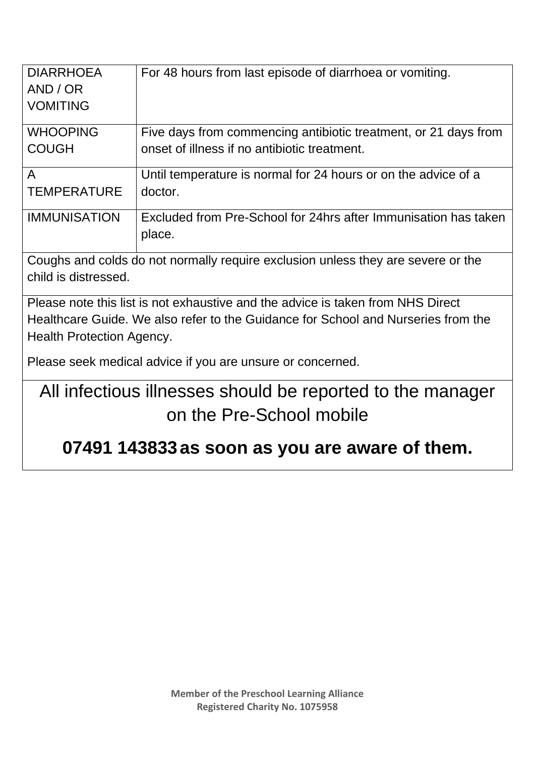| | |
|---|---|
| DIARRHOEA AND / OR VOMITING | For 48 hours from last episode of diarrhoea or vomiting. |
| WHOOPING COUGH | Five days from commencing antibiotic treatment, or 21 days from onset of illness if no antibiotic treatment. |
| A TEMPERATURE | Until temperature is normal for 24 hours or on the advice of a doctor. |
| IMMUNISATION | Excluded from Pre-School for 24hrs after Immunisation has taken place. |

Coughs and colds do not normally require exclusion unless they are severe or the child is distressed.

Please note this list is not exhaustive and the advice is taken from NHS Direct Healthcare Guide. We also refer to the Guidance for School and Nurseries from the Health Protection Agency.

Please seek medical advice if you are unsure or concerned.

All infectious illnesses should be reported to the manager on the Pre-School mobile

**07491 143833 as soon as you are aware of them.**

**Member of the Preschool Learning Alliance**
**Registered Charity No. 1075958**